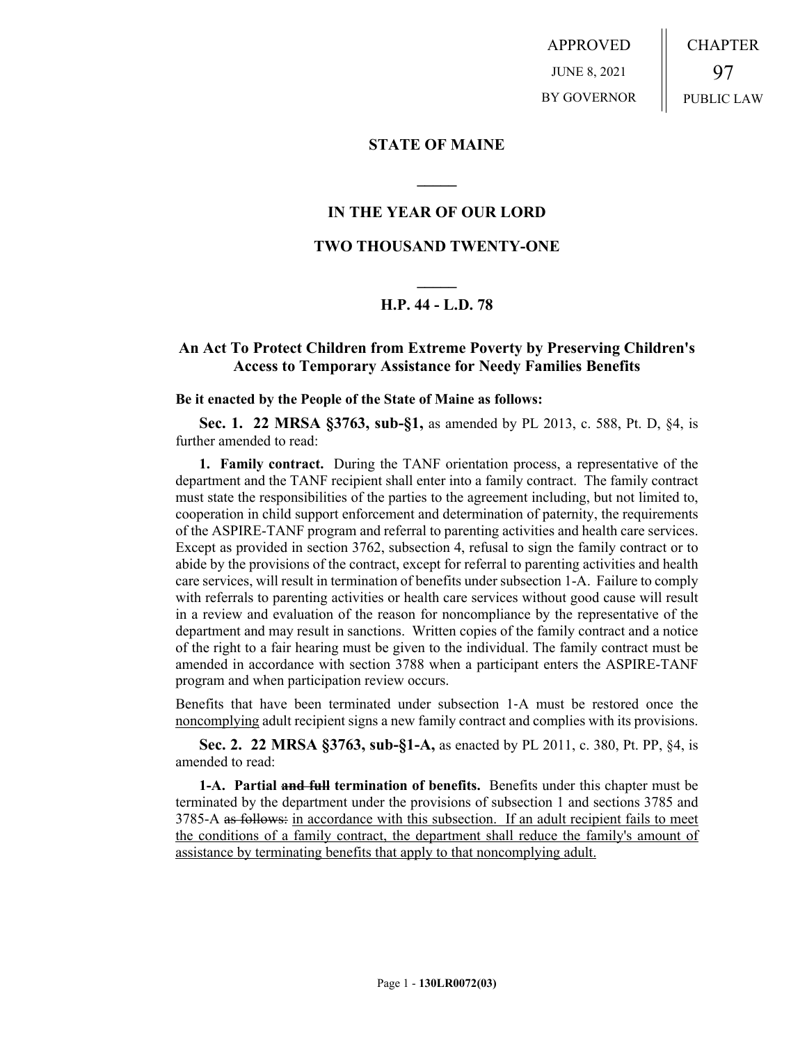APPROVED

JUNE 8, 2021

BY GOVERNOR

CHAPTER

97

PUBLIC LAW

## STATE OF MAINE

## IN THE YEAR OF OUR LORD

## TWO THOUSAND TWENTY-ONE

## H.P. 44 - L.D. 78

## An Act To Protect Children from Extreme Poverty by Preserving Children's Access to Temporary Assistance for Needy Families Benefits

**Be it enacted by the People of the State of Maine as follows:**

**Sec. 1. 22 MRSA §3763, sub-§1,** as amended by PL 2013, c. 588, Pt. D, §4, is further amended to read:

**1. Family contract.** During the TANF orientation process, a representative of the department and the TANF recipient shall enter into a family contract. The family contract must state the responsibilities of the parties to the agreement including, but not limited to, cooperation in child support enforcement and determination of paternity, the requirements of the ASPIRE-TANF program and referral to parenting activities and health care services. Except as provided in section 3762, subsection 4, refusal to sign the family contract or to abide by the provisions of the contract, except for referral to parenting activities and health care services, will result in termination of benefits under subsection 1-A. Failure to comply with referrals to parenting activities or health care services without good cause will result in a review and evaluation of the reason for noncompliance by the representative of the department and may result in sanctions. Written copies of the family contract and a notice of the right to a fair hearing must be given to the individual. The family contract must be amended in accordance with section 3788 when a participant enters the ASPIRE-TANF program and when participation review occurs.

Benefits that have been terminated under subsection 1-A must be restored once the <u>noncomplying</u> adult recipient signs a new family contract and complies with its provisions.

**Sec. 2. 22 MRSA §3763, sub-§1-A,** as enacted by PL 2011, c. 380, Pt. PP, §4, is amended to read:

**1-A. Partial ~~and full~~ termination of benefits.** Benefits under this chapter must be terminated by the department under the provisions of subsection 1 and sections 3785 and 3785-A ~~as follows:~~ <u>in accordance with this subsection. If an adult recipient fails to meet the conditions of a family contract, the department shall reduce the family's amount of assistance by terminating benefits that apply to that noncomplying adult.</u>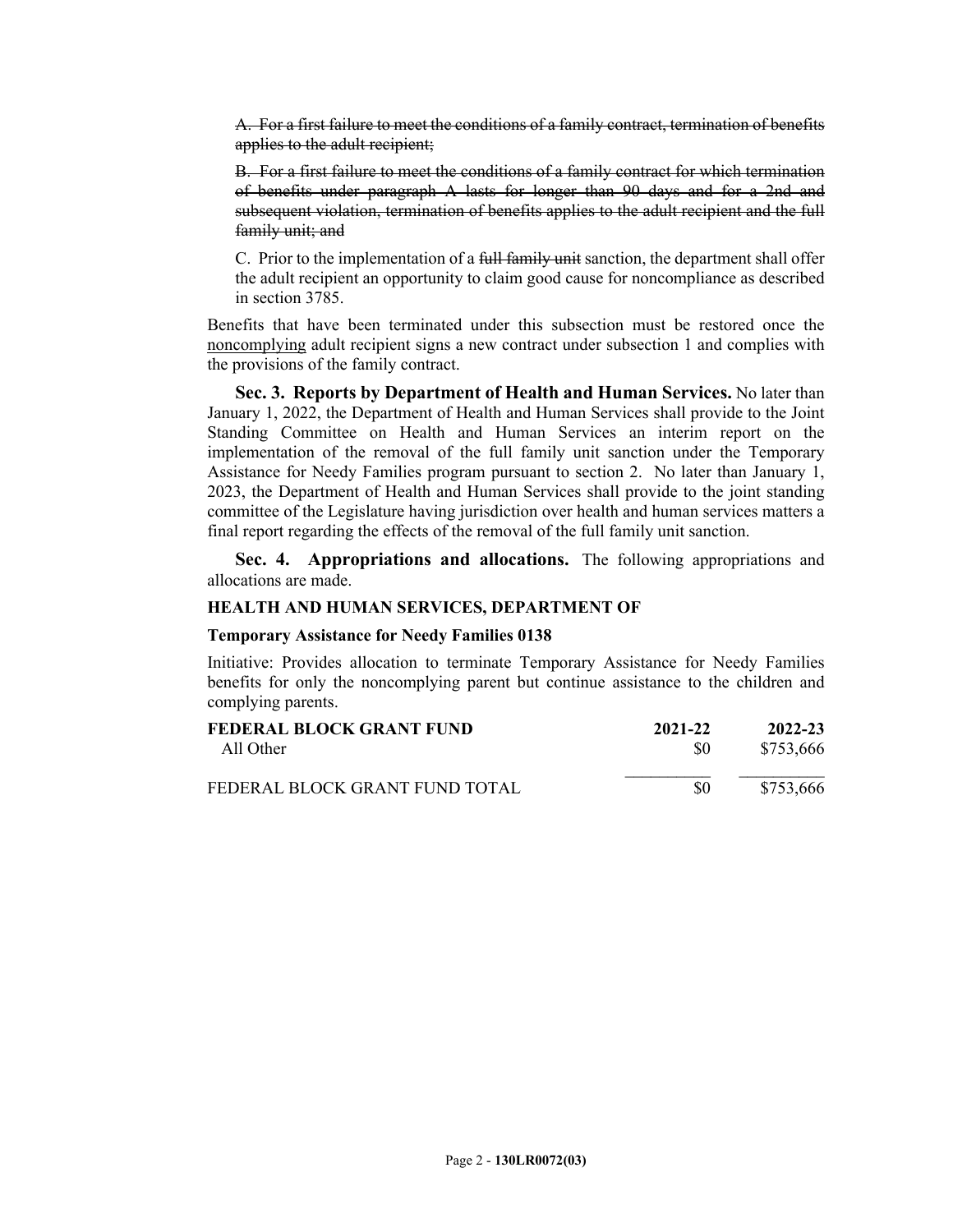~~A. For a first failure to meet the conditions of a family contract, termination of benefits applies to the adult recipient;~~

~~B. For a first failure to meet the conditions of a family contract for which termination of benefits under paragraph A lasts for longer than 90 days and for a 2nd and subsequent violation, termination of benefits applies to the adult recipient and the full family unit; and~~

C. Prior to the implementation of a ~~full family unit~~ sanction, the department shall offer the adult recipient an opportunity to claim good cause for noncompliance as described in section 3785.

Benefits that have been terminated under this subsection must be restored once the <u>noncomplying</u> adult recipient signs a new contract under subsection 1 and complies with the provisions of the family contract.

**Sec. 3. Reports by Department of Health and Human Services.** No later than January 1, 2022, the Department of Health and Human Services shall provide to the Joint Standing Committee on Health and Human Services an interim report on the implementation of the removal of the full family unit sanction under the Temporary Assistance for Needy Families program pursuant to section 2. No later than January 1, 2023, the Department of Health and Human Services shall provide to the joint standing committee of the Legislature having jurisdiction over health and human services matters a final report regarding the effects of the removal of the full family unit sanction.

**Sec. 4. Appropriations and allocations.** The following appropriations and allocations are made.

**HEALTH AND HUMAN SERVICES, DEPARTMENT OF**

**Temporary Assistance for Needy Families 0138**

Initiative: Provides allocation to terminate Temporary Assistance for Needy Families benefits for only the noncomplying parent but continue assistance to the children and complying parents.

| **FEDERAL BLOCK GRANT FUND** | **2021-22** | **2022-23** |
|---|---|---|
| All Other | $0 | $753,666 |
| FEDERAL BLOCK GRANT FUND TOTAL | $0 | $753,666 |